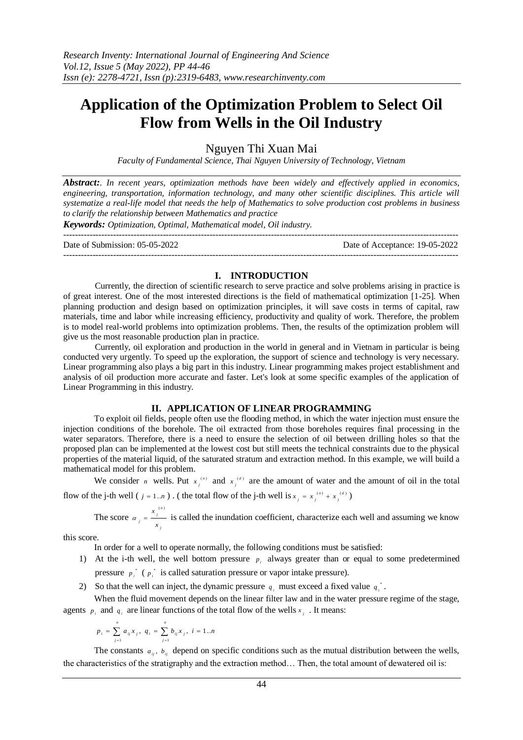# Application of the Optimization Problem to Select Oil Flow from Wells in the Oil Industry

Nguyen Thi Xuan Mai

*Faculty of Fundamental Science, Thai Nguyen University of Technology, Vietnam*

***Abstract:*** *. In recent years, optimization methods have been widely and effectively applied in economics, engineering, transportation, information technology, and many other scientific disciplines. This article will systematize a real-life model that needs the help of Mathematics to solve production cost problems in business to clarify the relationship between Mathematics and practice*

***Keywords:*** *Optimization, Optimal, Mathematical model, Oil industry.*

---

Date of Submission: 05-05-2022 Date of Acceptance: 19-05-2022

---

## I. INTRODUCTION

Currently, the direction of scientific research to serve practice and solve problems arising in practice is of great interest. One of the most interested directions is the field of mathematical optimization [1-25]. When planning production and design based on optimization principles, it will save costs in terms of capital, raw materials, time and labor while increasing efficiency, productivity and quality of work. Therefore, the problem is to model real-world problems into optimization problems. Then, the results of the optimization problem will give us the most reasonable production plan in practice.

Currently, oil exploration and production in the world in general and in Vietnam in particular is being conducted very urgently. To speed up the exploration, the support of science and technology is very necessary. Linear programming also plays a big part in this industry. Linear programming makes project establishment and analysis of oil production more accurate and faster. Let's look at some specific examples of the application of Linear Programming in this industry.

## II. APPLICATION OF LINEAR PROGRAMMING

To exploit oil fields, people often use the flooding method, in which the water injection must ensure the injection conditions of the borehole. The oil extracted from those boreholes requires final processing in the water separators. Therefore, there is a need to ensure the selection of oil between drilling holes so that the proposed plan can be implemented at the lowest cost but still meets the technical constraints due to the physical properties of the material liquid, of the saturated stratum and extraction method. In this example, we will build a mathematical model for this problem.

We consider $n$ wells. Put $x_j^{(n)}$ and $x_j^{(d)}$ are the amount of water and the amount of oil in the total flow of the j-th well ( $j = 1..n$ ) . ( the total flow of the j-th well is $x_j = x_j^{(n)} + x_j^{(d)}$ )

The score $\alpha_j = \dfrac{x_j^{(n)}}{x_j}$ is called the inundation coefficient, characterize each well and assuming we know this score.

In order for a well to operate normally, the following conditions must be satisfied:

1) At the i-th well, the well bottom pressure $p_i$ always greater than or equal to some predetermined pressure $p_i^*$ ( $p_i^*$ is called saturation pressure or vapor intake pressure).
2) So that the well can inject, the dynamic pressure $q_i$ must exceed a fixed value $q_i^*$.

When the fluid movement depends on the linear filter law and in the water pressure regime of the stage, agents $p_i$ and $q_i$ are linear functions of the total flow of the wells $x_j$ . It means:

$$p_i = \sum_{j=1}^{n} a_{ij} x_j ,\ q_i = \sum_{j=1}^{n} b_{ij} x_j ,\ i = 1..n$$

The constants $a_{ij}$, $b_{ij}$ depend on specific conditions such as the mutual distribution between the wells, the characteristics of the stratigraphy and the extraction method… Then, the total amount of dewatered oil is: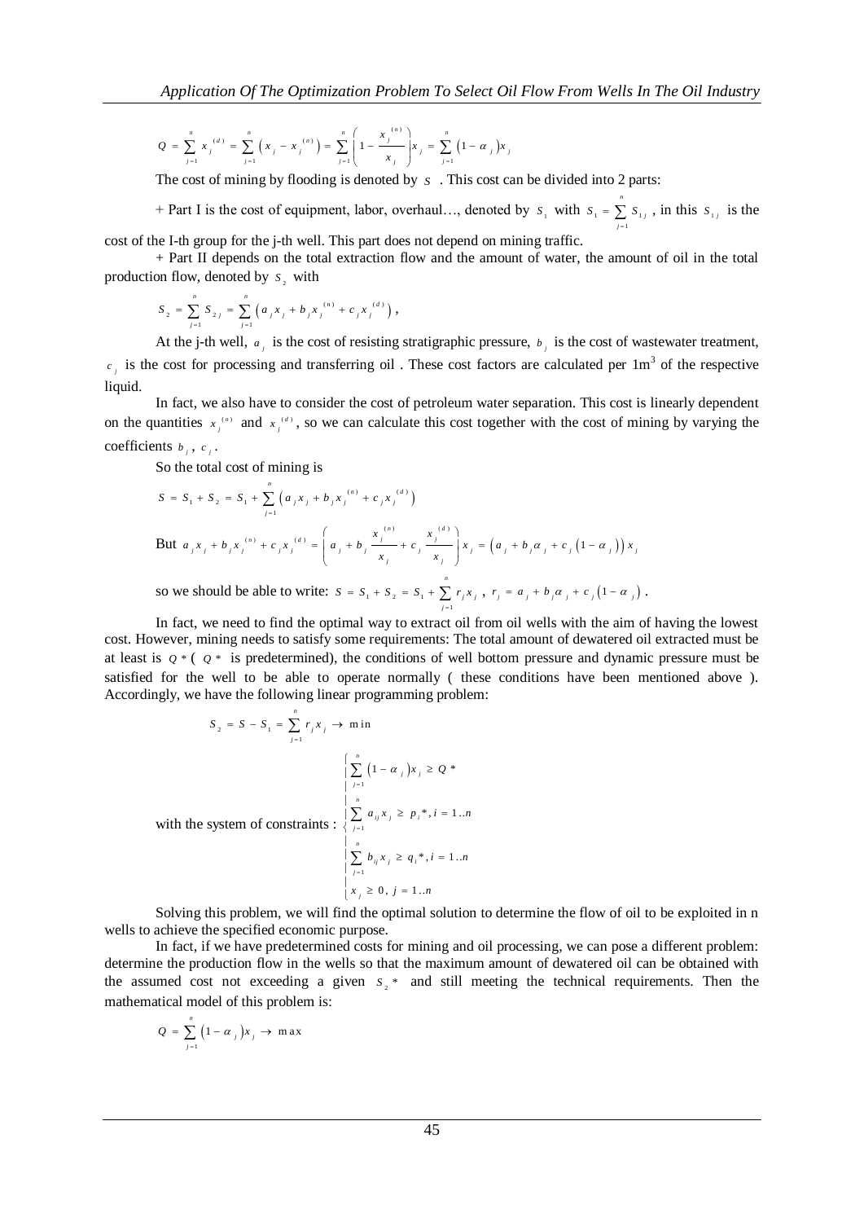$$Q = \sum_{j=1}^{n} x_j^{(d)} = \sum_{j=1}^{n} \left( x_j - x_j^{(n)} \right) = \sum_{j=1}^{n} \left( 1 - \frac{x_j^{(n)}}{x_j} \right) x_j = \sum_{j=1}^{n} \left( 1 - \alpha_j \right) x_j$$

The cost of mining by flooding is denoted by $S$ . This cost can be divided into 2 parts:

+ Part I is the cost of equipment, labor, overhaul…, denoted by $S_1$ with $S_1 = \sum_{j=1}^{n} S_{1j}$ , in this $S_{1j}$ is the cost of the I-th group for the j-th well. This part does not depend on mining traffic.

+ Part II depends on the total extraction flow and the amount of water, the amount of oil in the total production flow, denoted by $S_2$ with

$$S_2 = \sum_{j=1}^{n} S_{2j} = \sum_{j=1}^{n} \left( a_j x_j + b_j x_j^{(n)} + c_j x_j^{(d)} \right),$$

At the j-th well, $a_j$ is the cost of resisting stratigraphic pressure, $b_j$ is the cost of wastewater treatment, $c_j$ is the cost for processing and transferring oil . These cost factors are calculated per 1m$^3$ of the respective liquid.

In fact, we also have to consider the cost of petroleum water separation. This cost is linearly dependent on the quantities $x_j^{(n)}$ and $x_j^{(d)}$, so we can calculate this cost together with the cost of mining by varying the coefficients $b_j$, $c_j$.

So the total cost of mining is

$$S = S_1 + S_2 = S_1 + \sum_{j=1}^{n} \left( a_j x_j + b_j x_j^{(n)} + c_j x_j^{(d)} \right)$$

But $a_j x_j + b_j x_j^{(n)} + c_j x_j^{(d)} = \left( a_j + b_j \dfrac{x_j^{(n)}}{x_j} + c_j \dfrac{x_j^{(d)}}{x_j} \right) x_j = \left( a_j + b_j \alpha_j + c_j \left( 1 - \alpha_j \right) \right) x_j$

so we should be able to write: $S = S_1 + S_2 = S_1 + \sum_{j=1}^{n} r_j x_j$ , $r_j = a_j + b_j \alpha_j + c_j \left( 1 - \alpha_j \right)$ .

In fact, we need to find the optimal way to extract oil from oil wells with the aim of having the lowest cost. However, mining needs to satisfy some requirements: The total amount of dewatered oil extracted must be at least is $Q^*$ ( $Q^*$ is predetermined), the conditions of well bottom pressure and dynamic pressure must be satisfied for the well to be able to operate normally ( these conditions have been mentioned above ). Accordingly, we have the following linear programming problem:

$$S_2 = S - S_1 = \sum_{j=1}^{n} r_j x_j \rightarrow \min$$

with the system of constraints :
$$\begin{cases} \sum_{j=1}^{n} \left( 1 - \alpha_j \right) x_j \geq Q^* \\ \sum_{j=1}^{n} a_{ij} x_j \geq p_i^*, i = 1..n \\ \sum_{j=1}^{n} b_{ij} x_j \geq q_i^*, i = 1..n \\ x_j \geq 0, \ j = 1..n \end{cases}$$

Solving this problem, we will find the optimal solution to determine the flow of oil to be exploited in n wells to achieve the specified economic purpose.

In fact, if we have predetermined costs for mining and oil processing, we can pose a different problem: determine the production flow in the wells so that the maximum amount of dewatered oil can be obtained with the assumed cost not exceeding a given $S_2^*$ and still meeting the technical requirements. Then the mathematical model of this problem is:

$$Q = \sum_{j=1}^{n} \left( 1 - \alpha_j \right) x_j \rightarrow \max$$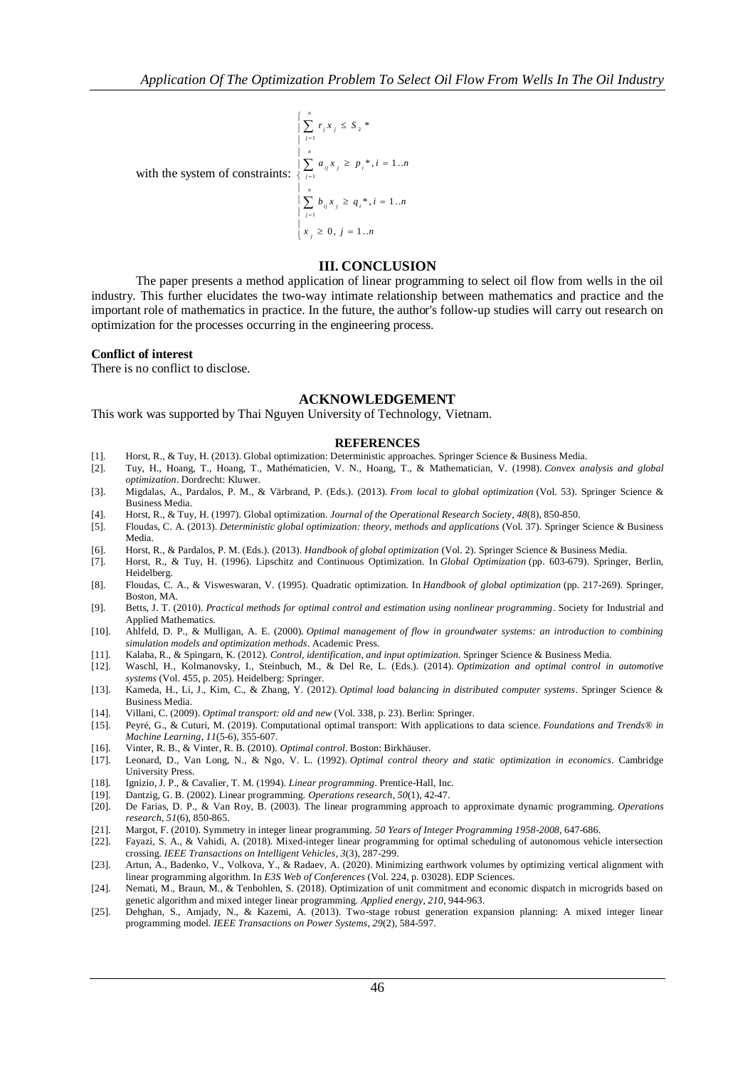with the system of constraints: 
$$\begin{cases} \sum_{j=1}^{n} r_j x_j \le S_2^* \\ \sum_{j=1}^{n} a_{ij} x_j \ge p_i^*, i = 1..n \\ \sum_{j=1}^{n} b_{ij} x_j \ge q_i^*, i = 1..n \\ x_j \ge 0, j = 1..n \end{cases}$$

## III. CONCLUSION

The paper presents a method application of linear programming to select oil flow from wells in the oil industry. This further elucidates the two-way intimate relationship between mathematics and practice and the important role of mathematics in practice. In the future, the author's follow-up studies will carry out research on optimization for the processes occurring in the engineering process.

**Conflict of interest**

There is no conflict to disclose.

## ACKNOWLEDGEMENT

This work was supported by Thai Nguyen University of Technology, Vietnam.

## REFERENCES

[1]. Horst, R., & Tuy, H. (2013). Global optimization: Deterministic approaches. Springer Science & Business Media.

[2]. Tuy, H., Hoang, T., Hoang, T., Mathématicien, V. N., Hoang, T., & Mathematician, V. (1998). *Convex analysis and global optimization*. Dordrecht: Kluwer.

[3]. Migdalas, A., Pardalos, P. M., & Värbrand, P. (Eds.). (2013). *From local to global optimization* (Vol. 53). Springer Science & Business Media.

[4]. Horst, R., & Tuy, H. (1997). Global optimization. *Journal of the Operational Research Society*, *48*(8), 850-850.

[5]. Floudas, C. A. (2013). *Deterministic global optimization: theory, methods and applications* (Vol. 37). Springer Science & Business Media.

[6]. Horst, R., & Pardalos, P. M. (Eds.). (2013). *Handbook of global optimization* (Vol. 2). Springer Science & Business Media.

[7]. Horst, R., & Tuy, H. (1996). Lipschitz and Continuous Optimization. In *Global Optimization* (pp. 603-679). Springer, Berlin, Heidelberg.

[8]. Floudas, C. A., & Visweswaran, V. (1995). Quadratic optimization. In *Handbook of global optimization* (pp. 217-269). Springer, Boston, MA.

[9]. Betts, J. T. (2010). *Practical methods for optimal control and estimation using nonlinear programming*. Society for Industrial and Applied Mathematics.

[10]. Ahlfeld, D. P., & Mulligan, A. E. (2000). *Optimal management of flow in groundwater systems: an introduction to combining simulation models and optimization methods*. Academic Press.

[11]. Kalaba, R., & Spingarn, K. (2012). *Control, identification, and input optimization*. Springer Science & Business Media.

[12]. Waschl, H., Kolmanovsky, I., Steinbuch, M., & Del Re, L. (Eds.). (2014). *Optimization and optimal control in automotive systems* (Vol. 455, p. 205). Heidelberg: Springer.

[13]. Kameda, H., Li, J., Kim, C., & Zhang, Y. (2012). *Optimal load balancing in distributed computer systems*. Springer Science & Business Media.

[14]. Villani, C. (2009). *Optimal transport: old and new* (Vol. 338, p. 23). Berlin: Springer.

[15]. Peyré, G., & Cuturi, M. (2019). Computational optimal transport: With applications to data science. *Foundations and Trends® in Machine Learning*, *11*(5-6), 355-607.

[16]. Vinter, R. B., & Vinter, R. B. (2010). *Optimal control*. Boston: Birkhäuser.

[17]. Leonard, D., Van Long, N., & Ngo, V. L. (1992). *Optimal control theory and static optimization in economics*. Cambridge University Press.

[18]. Ignizio, J. P., & Cavalier, T. M. (1994). *Linear programming*. Prentice-Hall, Inc.

[19]. Dantzig, G. B. (2002). Linear programming. *Operations research*, *50*(1), 42-47.

[20]. De Farias, D. P., & Van Roy, B. (2003). The linear programming approach to approximate dynamic programming. *Operations research*, *51*(6), 850-865.

[21]. Margot, F. (2010). Symmetry in integer linear programming. *50 Years of Integer Programming 1958-2008*, 647-686.

[22]. Fayazi, S. A., & Vahidi, A. (2018). Mixed-integer linear programming for optimal scheduling of autonomous vehicle intersection crossing. *IEEE Transactions on Intelligent Vehicles*, *3*(3), 287-299.

[23]. Artun, A., Badenko, V., Volkova, Y., & Radaev, A. (2020). Minimizing earthwork volumes by optimizing vertical alignment with linear programming algorithm. In *E3S Web of Conferences* (Vol. 224, p. 03028). EDP Sciences.

[24]. Nemati, M., Braun, M., & Tenbohlen, S. (2018). Optimization of unit commitment and economic dispatch in microgrids based on genetic algorithm and mixed integer linear programming. *Applied energy*, *210*, 944-963.

[25]. Dehghan, S., Amjady, N., & Kazemi, A. (2013). Two-stage robust generation expansion planning: A mixed integer linear programming model. *IEEE Transactions on Power Systems*, *29*(2), 584-597.